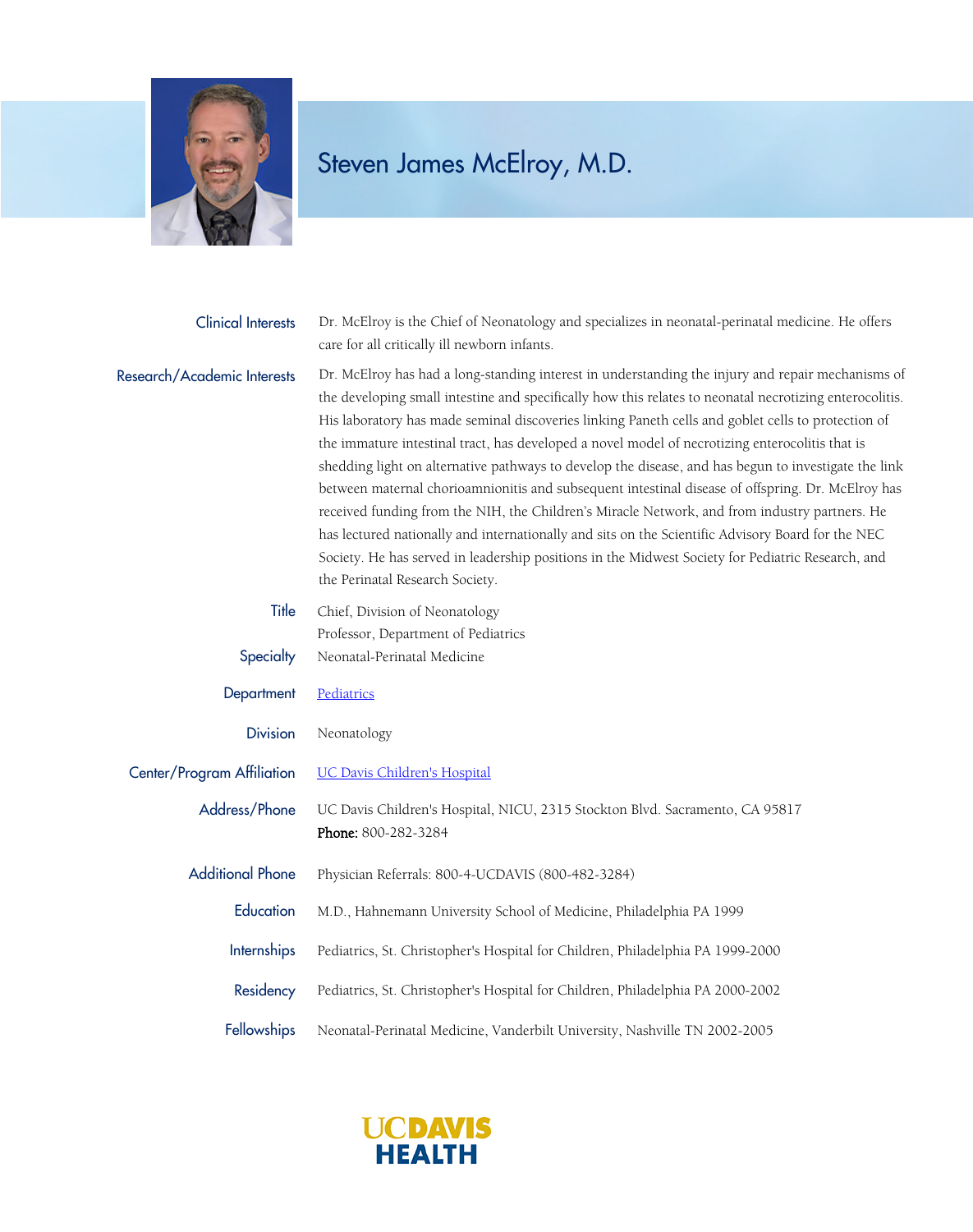# Steven James McElroy, M.D.

**Clinical Interests**
Dr. McElroy is the Chief of Neonatology and specializes in neonatal-perinatal medicine. He offers care for all critically ill newborn infants.

**Research/Academic Interests**
Dr. McElroy has had a long-standing interest in understanding the injury and repair mechanisms of the developing small intestine and specifically how this relates to neonatal necrotizing enterocolitis. His laboratory has made seminal discoveries linking Paneth cells and goblet cells to protection of the immature intestinal tract, has developed a novel model of necrotizing enterocolitis that is shedding light on alternative pathways to develop the disease, and has begun to investigate the link between maternal chorioamnionitis and subsequent intestinal disease of offspring. Dr. McElroy has received funding from the NIH, the Children's Miracle Network, and from industry partners. He has lectured nationally and internationally and sits on the Scientific Advisory Board for the NEC Society. He has served in leadership positions in the Midwest Society for Pediatric Research, and the Perinatal Research Society.

**Title**
Chief, Division of Neonatology
Professor, Department of Pediatrics

**Specialty**
Neonatal-Perinatal Medicine

**Department**
Pediatrics

**Division**
Neonatology

**Center/Program Affiliation**
UC Davis Children's Hospital

**Address/Phone**
UC Davis Children's Hospital, NICU, 2315 Stockton Blvd. Sacramento, CA 95817
**Phone:** 800-282-3284

**Additional Phone**
Physician Referrals: 800-4-UCDAVIS (800-482-3284)

**Education**
M.D., Hahnemann University School of Medicine, Philadelphia PA 1999

**Internships**
Pediatrics, St. Christopher's Hospital for Children, Philadelphia PA 1999-2000

**Residency**
Pediatrics, St. Christopher's Hospital for Children, Philadelphia PA 2000-2002

**Fellowships**
Neonatal-Perinatal Medicine, Vanderbilt University, Nashville TN 2002-2005

UC DAVIS HEALTH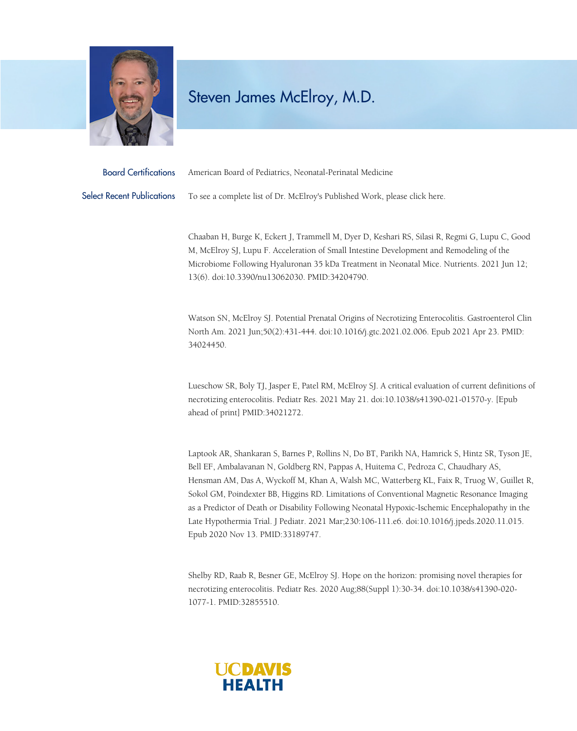# Steven James McElroy, M.D.

**Board Certifications**

American Board of Pediatrics, Neonatal-Perinatal Medicine

**Select Recent Publications**

To see a complete list of Dr. McElroy's Published Work, please click here.

Chaaban H, Burge K, Eckert J, Trammell M, Dyer D, Keshari RS, Silasi R, Regmi G, Lupu C, Good M, McElroy SJ, Lupu F. Acceleration of Small Intestine Development and Remodeling of the Microbiome Following Hyaluronan 35 kDa Treatment in Neonatal Mice. Nutrients. 2021 Jun 12; 13(6). doi:10.3390/nu13062030. PMID:34204790.

Watson SN, McElroy SJ. Potential Prenatal Origins of Necrotizing Enterocolitis. Gastroenterol Clin North Am. 2021 Jun;50(2):431-444. doi:10.1016/j.gtc.2021.02.006. Epub 2021 Apr 23. PMID: 34024450.

Lueschow SR, Boly TJ, Jasper E, Patel RM, McElroy SJ. A critical evaluation of current definitions of necrotizing enterocolitis. Pediatr Res. 2021 May 21. doi:10.1038/s41390-021-01570-y. [Epub ahead of print] PMID:34021272.

Laptook AR, Shankaran S, Barnes P, Rollins N, Do BT, Parikh NA, Hamrick S, Hintz SR, Tyson JE, Bell EF, Ambalavanan N, Goldberg RN, Pappas A, Huitema C, Pedroza C, Chaudhary AS, Hensman AM, Das A, Wyckoff M, Khan A, Walsh MC, Watterberg KL, Faix R, Truog W, Guillet R, Sokol GM, Poindexter BB, Higgins RD. Limitations of Conventional Magnetic Resonance Imaging as a Predictor of Death or Disability Following Neonatal Hypoxic-Ischemic Encephalopathy in the Late Hypothermia Trial. J Pediatr. 2021 Mar;230:106-111.e6. doi:10.1016/j.jpeds.2020.11.015. Epub 2020 Nov 13. PMID:33189747.

Shelby RD, Raab R, Besner GE, McElroy SJ. Hope on the horizon: promising novel therapies for necrotizing enterocolitis. Pediatr Res. 2020 Aug;88(Suppl 1):30-34. doi:10.1038/s41390-020-1077-1. PMID:32855510.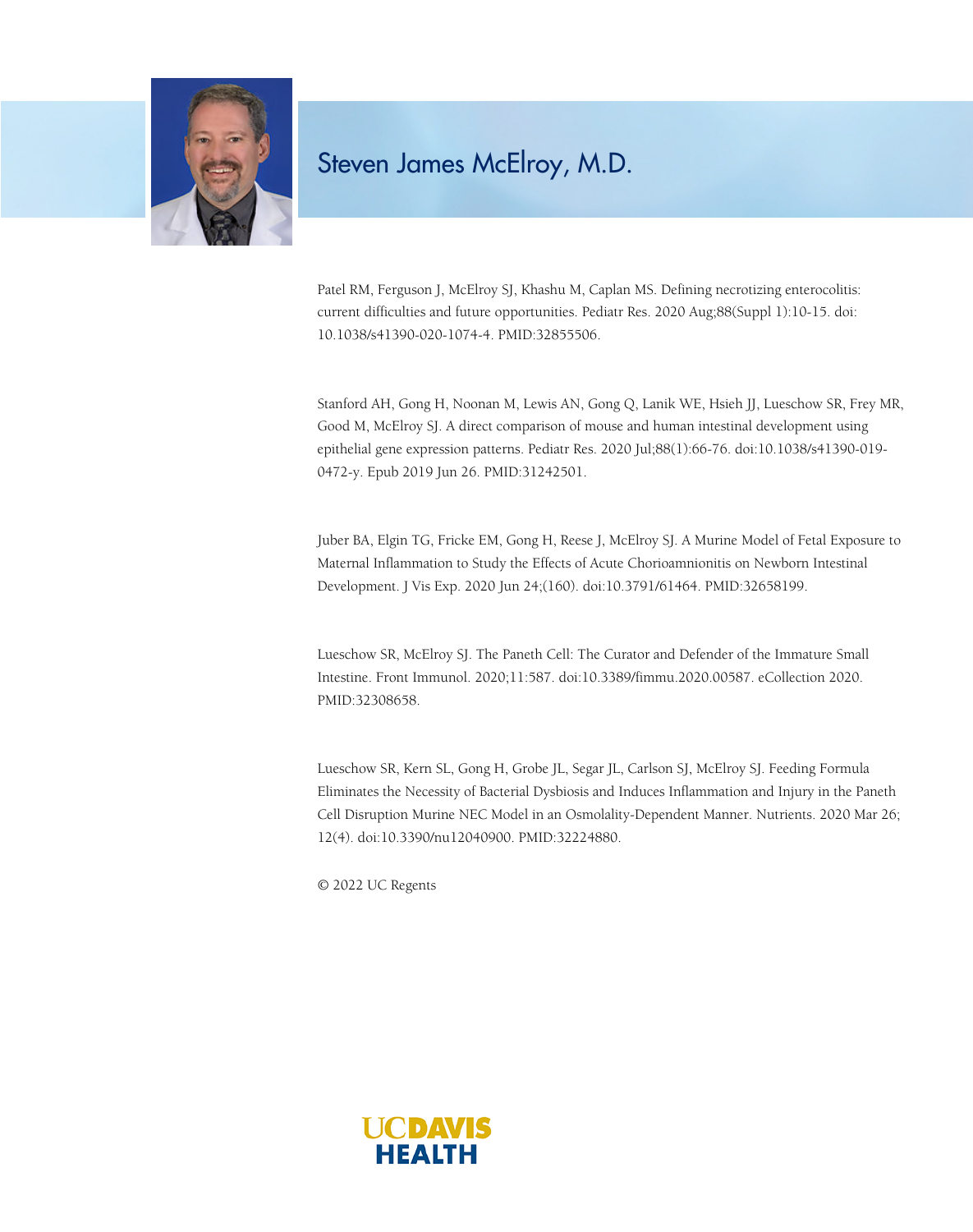# Steven James McElroy, M.D.

Patel RM, Ferguson J, McElroy SJ, Khashu M, Caplan MS. Defining necrotizing enterocolitis: current difficulties and future opportunities. Pediatr Res. 2020 Aug;88(Suppl 1):10-15. doi: 10.1038/s41390-020-1074-4. PMID:32855506.

Stanford AH, Gong H, Noonan M, Lewis AN, Gong Q, Lanik WE, Hsieh JJ, Lueschow SR, Frey MR, Good M, McElroy SJ. A direct comparison of mouse and human intestinal development using epithelial gene expression patterns. Pediatr Res. 2020 Jul;88(1):66-76. doi:10.1038/s41390-019-0472-y. Epub 2019 Jun 26. PMID:31242501.

Juber BA, Elgin TG, Fricke EM, Gong H, Reese J, McElroy SJ. A Murine Model of Fetal Exposure to Maternal Inflammation to Study the Effects of Acute Chorioamnionitis on Newborn Intestinal Development. J Vis Exp. 2020 Jun 24;(160). doi:10.3791/61464. PMID:32658199.

Lueschow SR, McElroy SJ. The Paneth Cell: The Curator and Defender of the Immature Small Intestine. Front Immunol. 2020;11:587. doi:10.3389/fimmu.2020.00587. eCollection 2020. PMID:32308658.

Lueschow SR, Kern SL, Gong H, Grobe JL, Segar JL, Carlson SJ, McElroy SJ. Feeding Formula Eliminates the Necessity of Bacterial Dysbiosis and Induces Inflammation and Injury in the Paneth Cell Disruption Murine NEC Model in an Osmolality-Dependent Manner. Nutrients. 2020 Mar 26; 12(4). doi:10.3390/nu12040900. PMID:32224880.

© 2022 UC Regents

UC DAVIS HEALTH